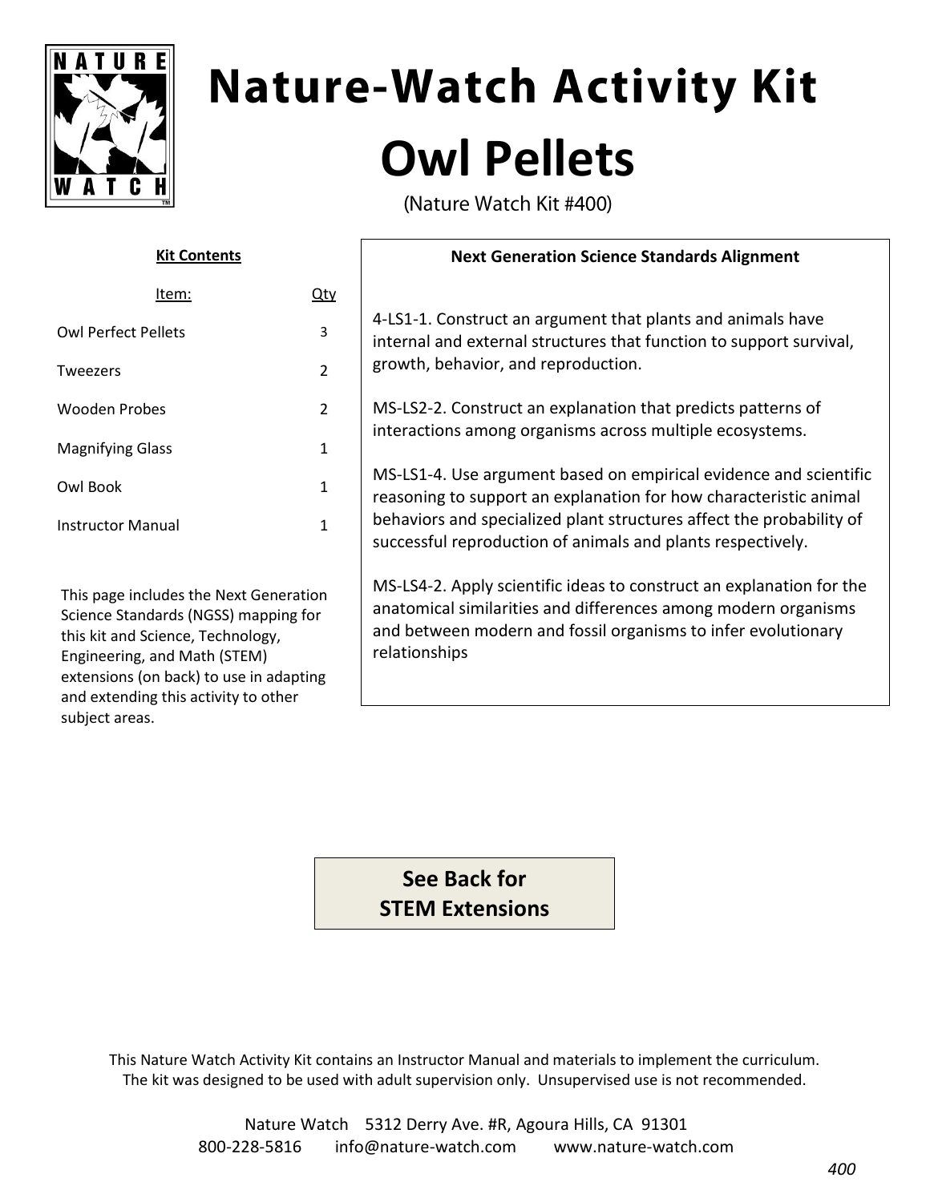# Nature-Watch Activity Kit

# Owl Pellets

(Nature Watch Kit #400)

**Kit Contents**

| Item: | Qty |
| --- | --- |
| Owl Perfect Pellets | 3 |
| Tweezers | 2 |
| Wooden Probes | 2 |
| Magnifying Glass | 1 |
| Owl Book | 1 |
| Instructor Manual | 1 |

This page includes the Next Generation Science Standards (NGSS) mapping for this kit and Science, Technology, Engineering, and Math (STEM) extensions (on back) to use in adapting and extending this activity to other subject areas.

**Next Generation Science Standards Alignment**

4-LS1-1. Construct an argument that plants and animals have internal and external structures that function to support survival, growth, behavior, and reproduction.

MS-LS2-2. Construct an explanation that predicts patterns of interactions among organisms across multiple ecosystems.

MS-LS1-4. Use argument based on empirical evidence and scientific reasoning to support an explanation for how characteristic animal behaviors and specialized plant structures affect the probability of successful reproduction of animals and plants respectively.

MS-LS4-2. Apply scientific ideas to construct an explanation for the anatomical similarities and differences among modern organisms and between modern and fossil organisms to infer evolutionary relationships

**See Back for STEM Extensions**

This Nature Watch Activity Kit contains an Instructor Manual and materials to implement the curriculum. The kit was designed to be used with adult supervision only. Unsupervised use is not recommended.

Nature Watch 5312 Derry Ave. #R, Agoura Hills, CA 91301
800-228-5816 info@nature-watch.com www.nature-watch.com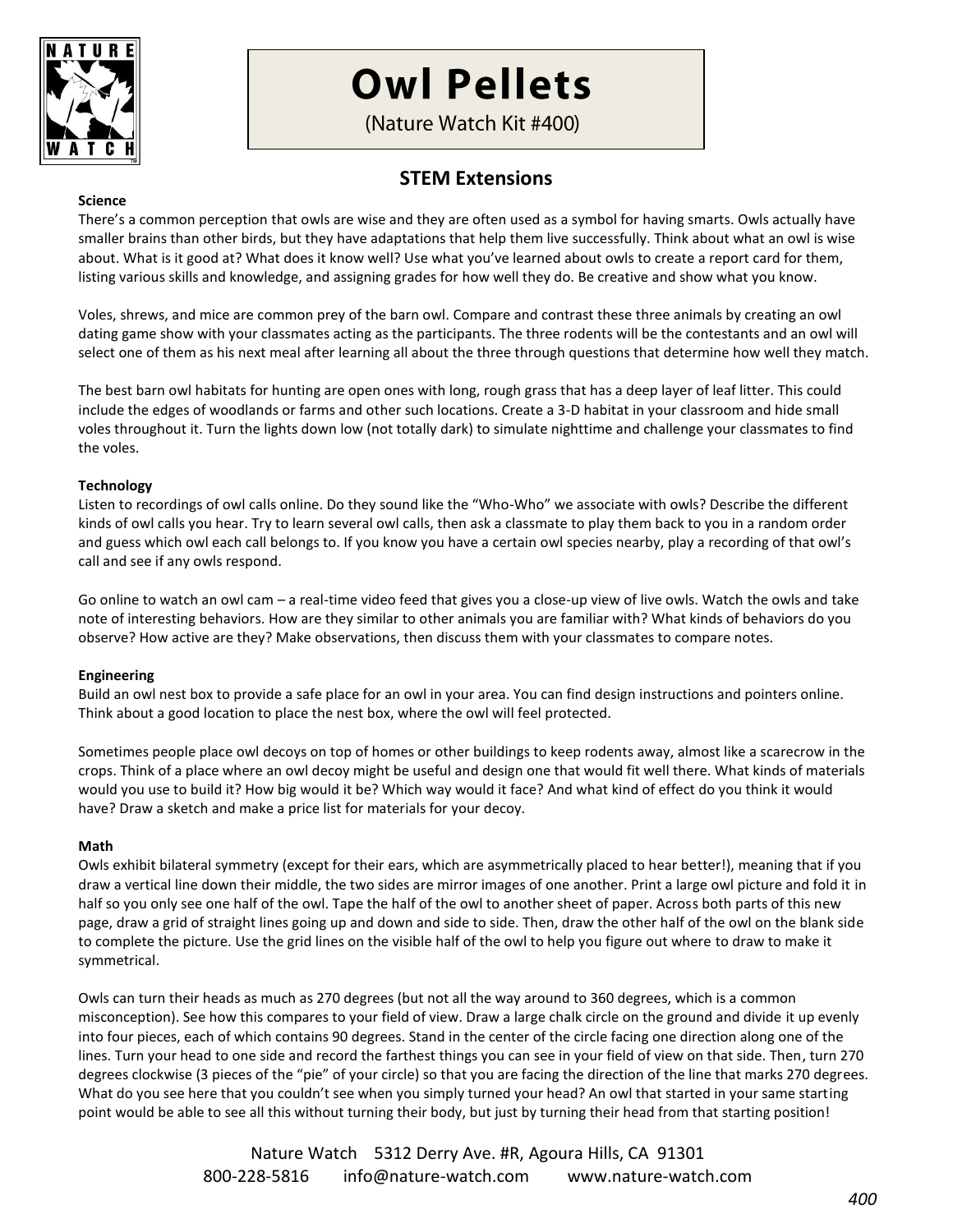# Owl Pellets

(Nature Watch Kit #400)

## STEM Extensions

**Science**

There's a common perception that owls are wise and they are often used as a symbol for having smarts. Owls actually have smaller brains than other birds, but they have adaptations that help them live successfully. Think about what an owl is wise about. What is it good at? What does it know well? Use what you've learned about owls to create a report card for them, listing various skills and knowledge, and assigning grades for how well they do. Be creative and show what you know.

Voles, shrews, and mice are common prey of the barn owl. Compare and contrast these three animals by creating an owl dating game show with your classmates acting as the participants. The three rodents will be the contestants and an owl will select one of them as his next meal after learning all about the three through questions that determine how well they match.

The best barn owl habitats for hunting are open ones with long, rough grass that has a deep layer of leaf litter. This could include the edges of woodlands or farms and other such locations. Create a 3-D habitat in your classroom and hide small voles throughout it. Turn the lights down low (not totally dark) to simulate nighttime and challenge your classmates to find the voles.

**Technology**

Listen to recordings of owl calls online. Do they sound like the "Who-Who" we associate with owls? Describe the different kinds of owl calls you hear. Try to learn several owl calls, then ask a classmate to play them back to you in a random order and guess which owl each call belongs to. If you know you have a certain owl species nearby, play a recording of that owl's call and see if any owls respond.

Go online to watch an owl cam – a real-time video feed that gives you a close-up view of live owls. Watch the owls and take note of interesting behaviors. How are they similar to other animals you are familiar with? What kinds of behaviors do you observe? How active are they? Make observations, then discuss them with your classmates to compare notes.

**Engineering**

Build an owl nest box to provide a safe place for an owl in your area. You can find design instructions and pointers online. Think about a good location to place the nest box, where the owl will feel protected.

Sometimes people place owl decoys on top of homes or other buildings to keep rodents away, almost like a scarecrow in the crops. Think of a place where an owl decoy might be useful and design one that would fit well there. What kinds of materials would you use to build it? How big would it be? Which way would it face? And what kind of effect do you think it would have? Draw a sketch and make a price list for materials for your decoy.

**Math**

Owls exhibit bilateral symmetry (except for their ears, which are asymmetrically placed to hear better!), meaning that if you draw a vertical line down their middle, the two sides are mirror images of one another. Print a large owl picture and fold it in half so you only see one half of the owl. Tape the half of the owl to another sheet of paper. Across both parts of this new page, draw a grid of straight lines going up and down and side to side. Then, draw the other half of the owl on the blank side to complete the picture. Use the grid lines on the visible half of the owl to help you figure out where to draw to make it symmetrical.

Owls can turn their heads as much as 270 degrees (but not all the way around to 360 degrees, which is a common misconception). See how this compares to your field of view. Draw a large chalk circle on the ground and divide it up evenly into four pieces, each of which contains 90 degrees. Stand in the center of the circle facing one direction along one of the lines. Turn your head to one side and record the farthest things you can see in your field of view on that side. Then, turn 270 degrees clockwise (3 pieces of the "pie" of your circle) so that you are facing the direction of the line that marks 270 degrees. What do you see here that you couldn't see when you simply turned your head? An owl that started in your same starting point would be able to see all this without turning their body, but just by turning their head from that starting position!

Nature Watch 5312 Derry Ave. #R, Agoura Hills, CA 91301
800-228-5816 info@nature-watch.com www.nature-watch.com